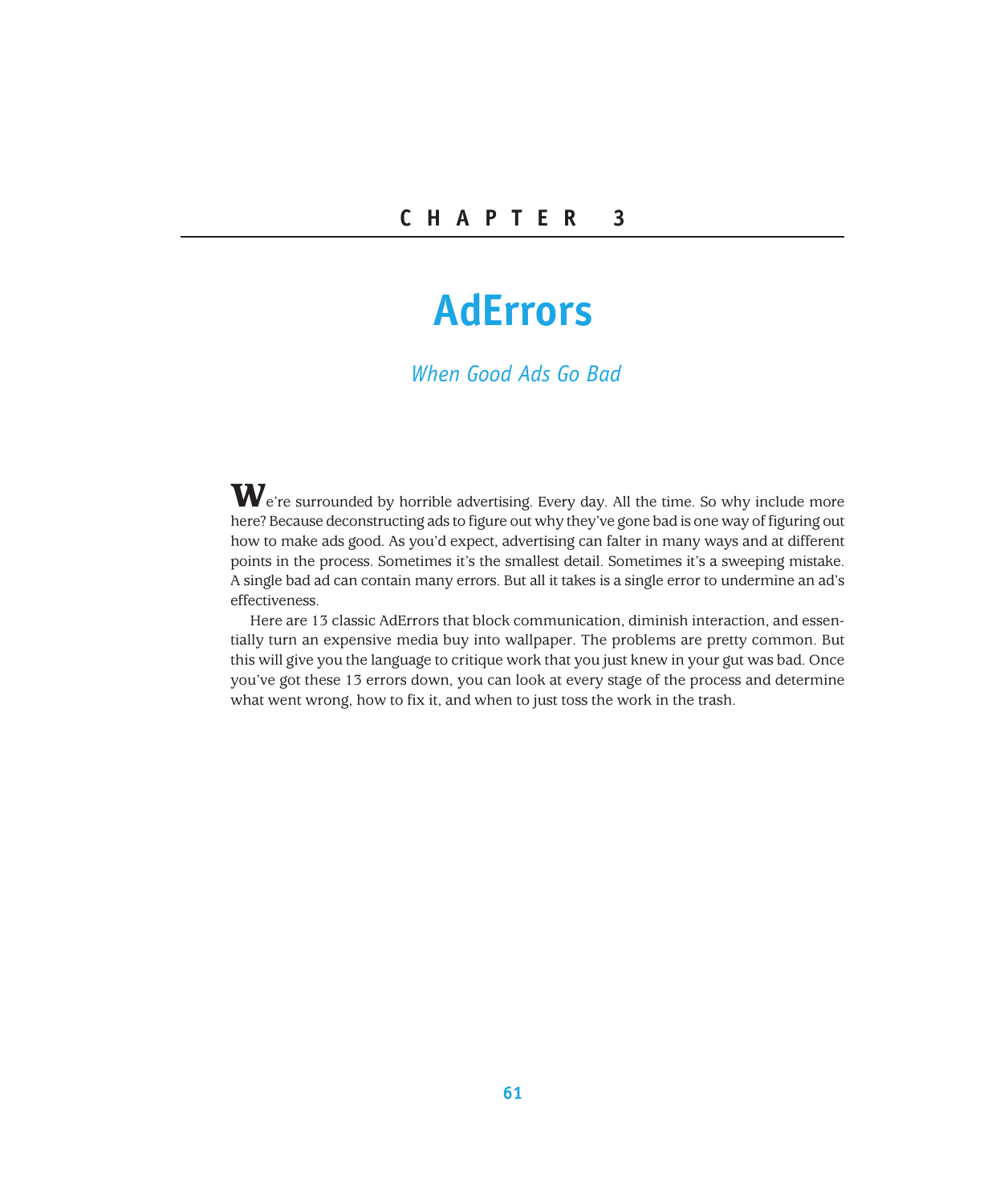# CHAPTER 3

# AdErrors

*When Good Ads Go Bad*

We're surrounded by horrible advertising. Every day. All the time. So why include more here? Because deconstructing ads to figure out why they've gone bad is one way of figuring out how to make ads good. As you'd expect, advertising can falter in many ways and at different points in the process. Sometimes it's the smallest detail. Sometimes it's a sweeping mistake. A single bad ad can contain many errors. But all it takes is a single error to undermine an ad's effectiveness.

Here are 13 classic AdErrors that block communication, diminish interaction, and essentially turn an expensive media buy into wallpaper. The problems are pretty common. But this will give you the language to critique work that you just knew in your gut was bad. Once you've got these 13 errors down, you can look at every stage of the process and determine what went wrong, how to fix it, and when to just toss the work in the trash.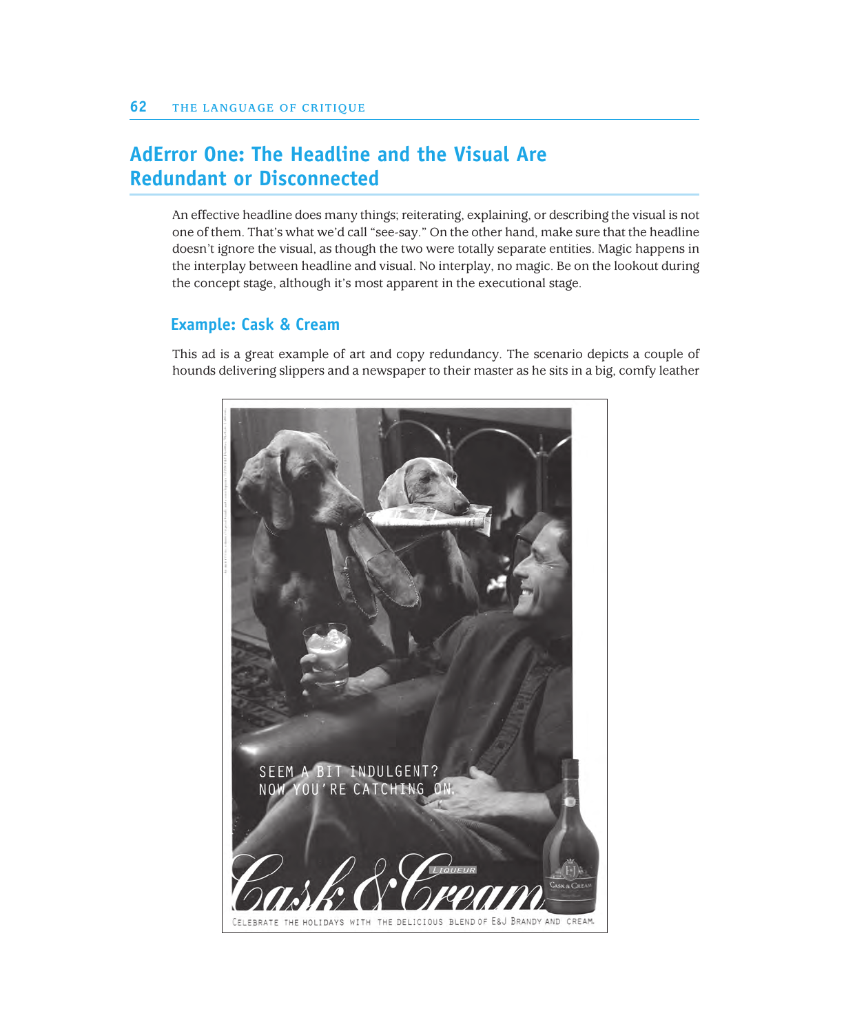## AdError One: The Headline and the Visual Are Redundant or Disconnected

An effective headline does many things; reiterating, explaining, or describing the visual is not one of them. That's what we'd call "see-say." On the other hand, make sure that the headline doesn't ignore the visual, as though the two were totally separate entities. Magic happens in the interplay between headline and visual. No interplay, no magic. Be on the lookout during the concept stage, although it's most apparent in the executional stage.

### Example: Cask & Cream

This ad is a great example of art and copy redundancy. The scenario depicts a couple of hounds delivering slippers and a newspaper to their master as he sits in a big, comfy leather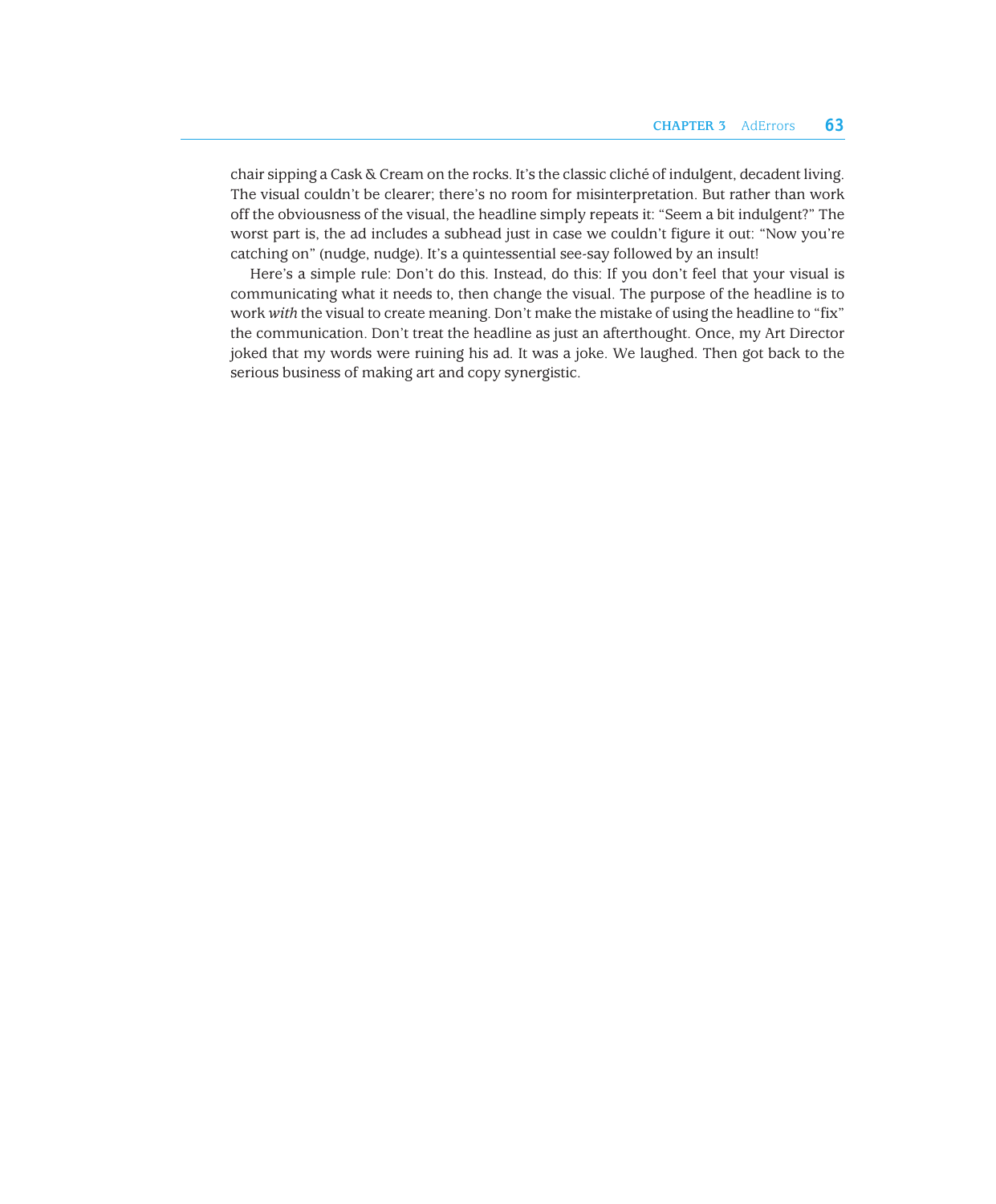chair sipping a Cask & Cream on the rocks. It's the classic cliché of indulgent, decadent living. The visual couldn't be clearer; there's no room for misinterpretation. But rather than work off the obviousness of the visual, the headline simply repeats it: "Seem a bit indulgent?" The worst part is, the ad includes a subhead just in case we couldn't figure it out: "Now you're catching on" (nudge, nudge). It's a quintessential see-say followed by an insult!

Here's a simple rule: Don't do this. Instead, do this: If you don't feel that your visual is communicating what it needs to, then change the visual. The purpose of the headline is to work *with* the visual to create meaning. Don't make the mistake of using the headline to "fix" the communication. Don't treat the headline as just an afterthought. Once, my Art Director joked that my words were ruining his ad. It was a joke. We laughed. Then got back to the serious business of making art and copy synergistic.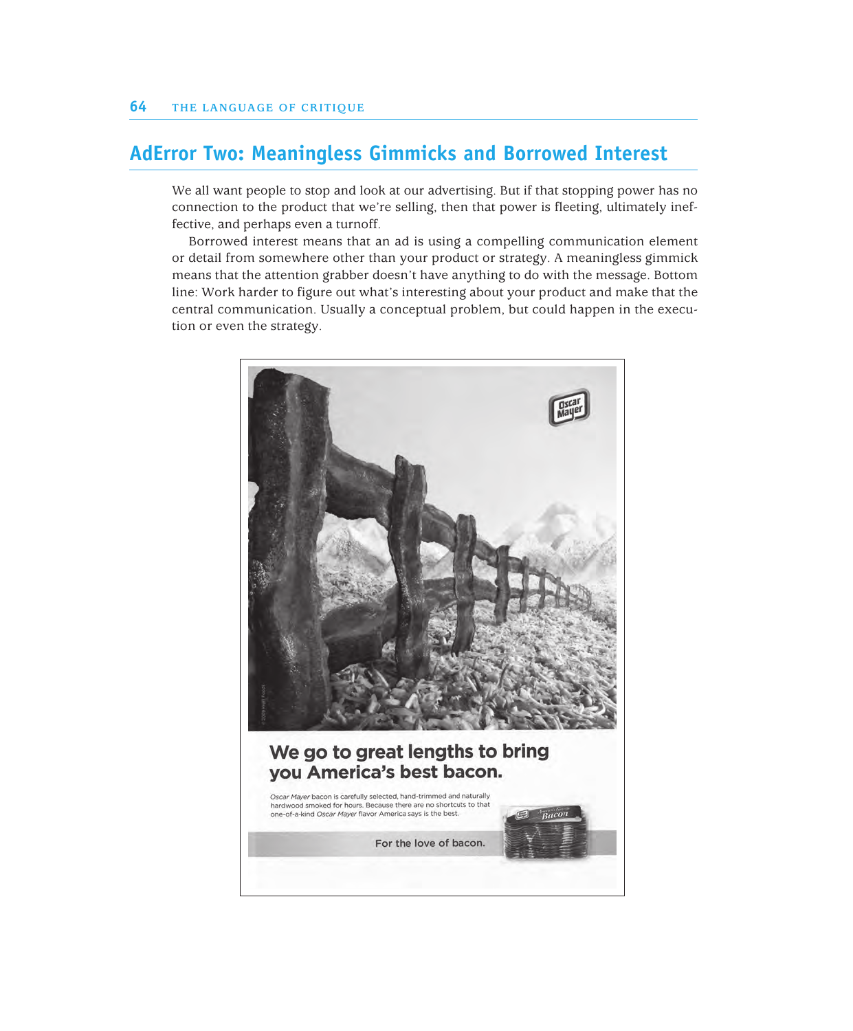## AdError Two: Meaningless Gimmicks and Borrowed Interest

We all want people to stop and look at our advertising. But if that stopping power has no connection to the product that we're selling, then that power is fleeting, ultimately ineffective, and perhaps even a turnoff.

Borrowed interest means that an ad is using a compelling communication element or detail from somewhere other than your product or strategy. A meaningless gimmick means that the attention grabber doesn't have anything to do with the message. Bottom line: Work harder to figure out what's interesting about your product and make that the central communication. Usually a conceptual problem, but could happen in the execution or even the strategy.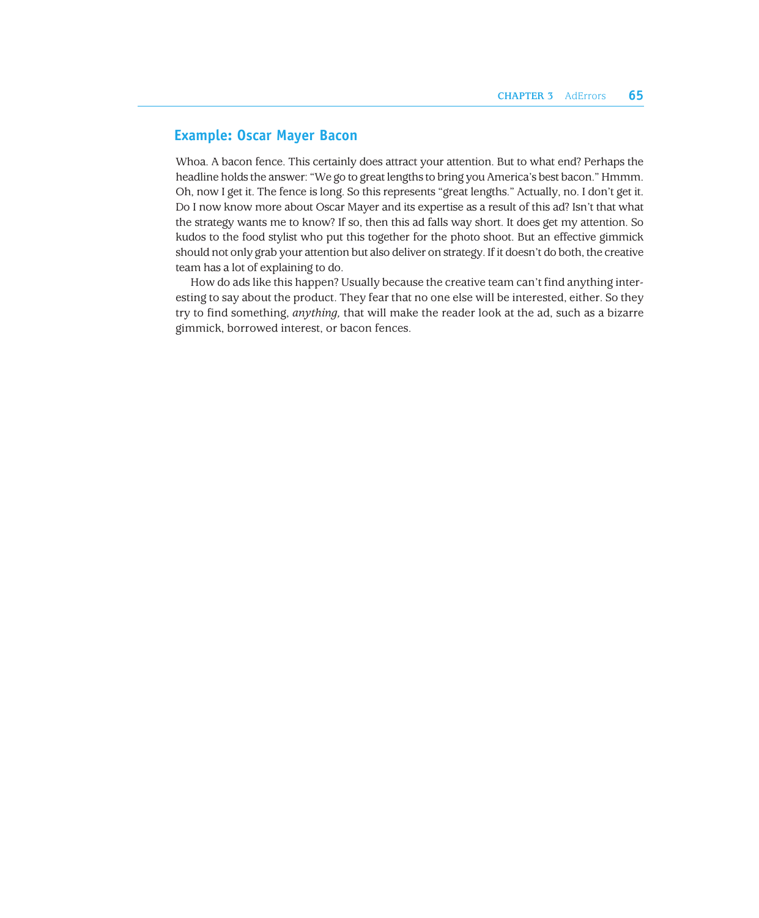## Example: Oscar Mayer Bacon

Whoa. A bacon fence. This certainly does attract your attention. But to what end? Perhaps the headline holds the answer: “We go to great lengths to bring you America’s best bacon.” Hmmm. Oh, now I get it. The fence is long. So this represents “great lengths.” Actually, no. I don’t get it. Do I now know more about Oscar Mayer and its expertise as a result of this ad? Isn’t that what the strategy wants me to know? If so, then this ad falls way short. It does get my attention. So kudos to the food stylist who put this together for the photo shoot. But an effective gimmick should not only grab your attention but also deliver on strategy. If it doesn’t do both, the creative team has a lot of explaining to do.

How do ads like this happen? Usually because the creative team can’t find anything interesting to say about the product. They fear that no one else will be interested, either. So they try to find something, *anything,* that will make the reader look at the ad, such as a bizarre gimmick, borrowed interest, or bacon fences.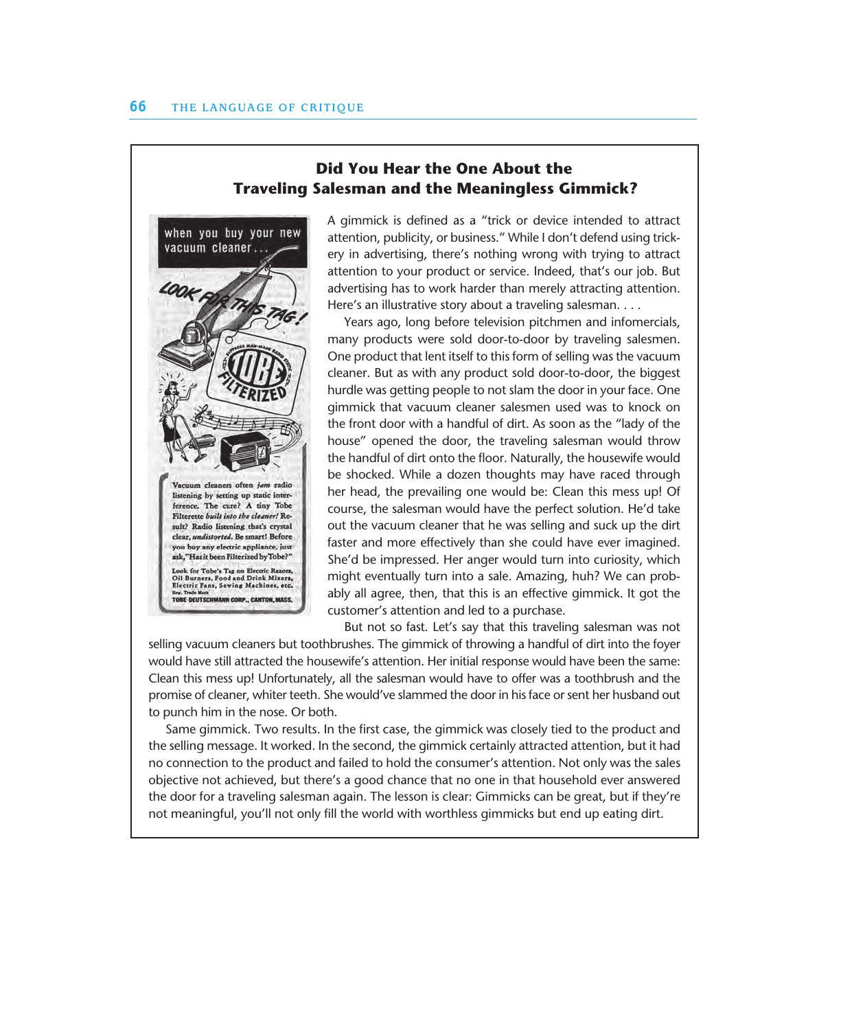## Did You Hear the One About the Traveling Salesman and the Meaningless Gimmick?

A gimmick is defined as a "trick or device intended to attract attention, publicity, or business." While I don't defend using trickery in advertising, there's nothing wrong with trying to attract attention to your product or service. Indeed, that's our job. But advertising has to work harder than merely attracting attention. Here's an illustrative story about a traveling salesman. . . .

Years ago, long before television pitchmen and infomercials, many products were sold door-to-door by traveling salesmen. One product that lent itself to this form of selling was the vacuum cleaner. But as with any product sold door-to-door, the biggest hurdle was getting people to not slam the door in your face. One gimmick that vacuum cleaner salesmen used was to knock on the front door with a handful of dirt. As soon as the "lady of the house" opened the door, the traveling salesman would throw the handful of dirt onto the floor. Naturally, the housewife would be shocked. While a dozen thoughts may have raced through her head, the prevailing one would be: Clean this mess up! Of course, the salesman would have the perfect solution. He'd take out the vacuum cleaner that he was selling and suck up the dirt faster and more effectively than she could have ever imagined. She'd be impressed. Her anger would turn into curiosity, which might eventually turn into a sale. Amazing, huh? We can probably all agree, then, that this is an effective gimmick. It got the customer's attention and led to a purchase.

But not so fast. Let's say that this traveling salesman was not selling vacuum cleaners but toothbrushes. The gimmick of throwing a handful of dirt into the foyer would have still attracted the housewife's attention. Her initial response would have been the same: Clean this mess up! Unfortunately, all the salesman would have to offer was a toothbrush and the promise of cleaner, whiter teeth. She would've slammed the door in his face or sent her husband out to punch him in the nose. Or both.

Same gimmick. Two results. In the first case, the gimmick was closely tied to the product and the selling message. It worked. In the second, the gimmick certainly attracted attention, but it had no connection to the product and failed to hold the consumer's attention. Not only was the sales objective not achieved, but there's a good chance that no one in that household ever answered the door for a traveling salesman again. The lesson is clear: Gimmicks can be great, but if they're not meaningful, you'll not only fill the world with worthless gimmicks but end up eating dirt.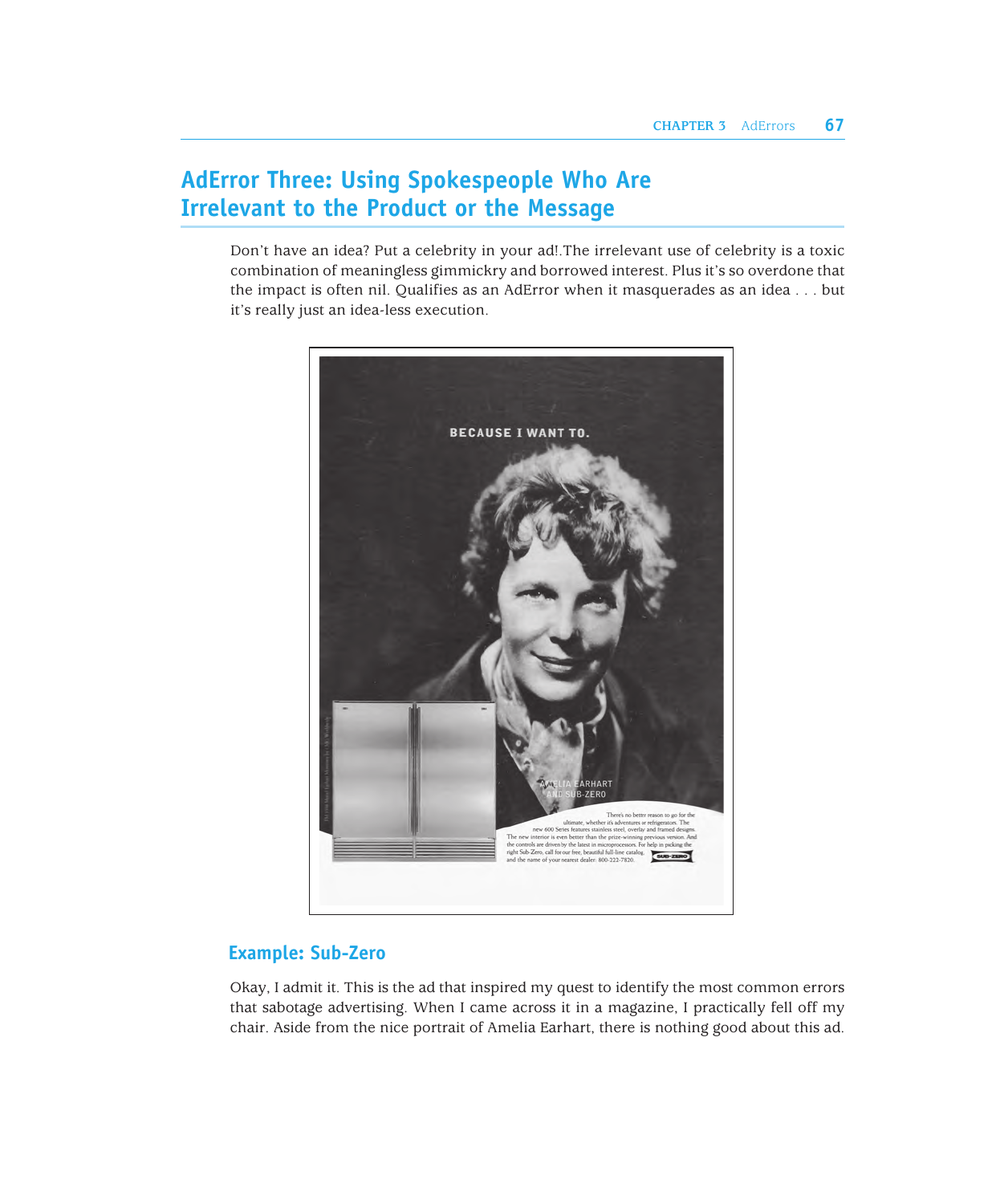## AdError Three: Using Spokespeople Who Are Irrelevant to the Product or the Message

Don't have an idea? Put a celebrity in your ad!.The irrelevant use of celebrity is a toxic combination of meaningless gimmickry and borrowed interest. Plus it's so overdone that the impact is often nil. Qualifies as an AdError when it masquerades as an idea . . . but it's really just an idea-less execution.

### Example: Sub-Zero

Okay, I admit it. This is the ad that inspired my quest to identify the most common errors that sabotage advertising. When I came across it in a magazine, I practically fell off my chair. Aside from the nice portrait of Amelia Earhart, there is nothing good about this ad.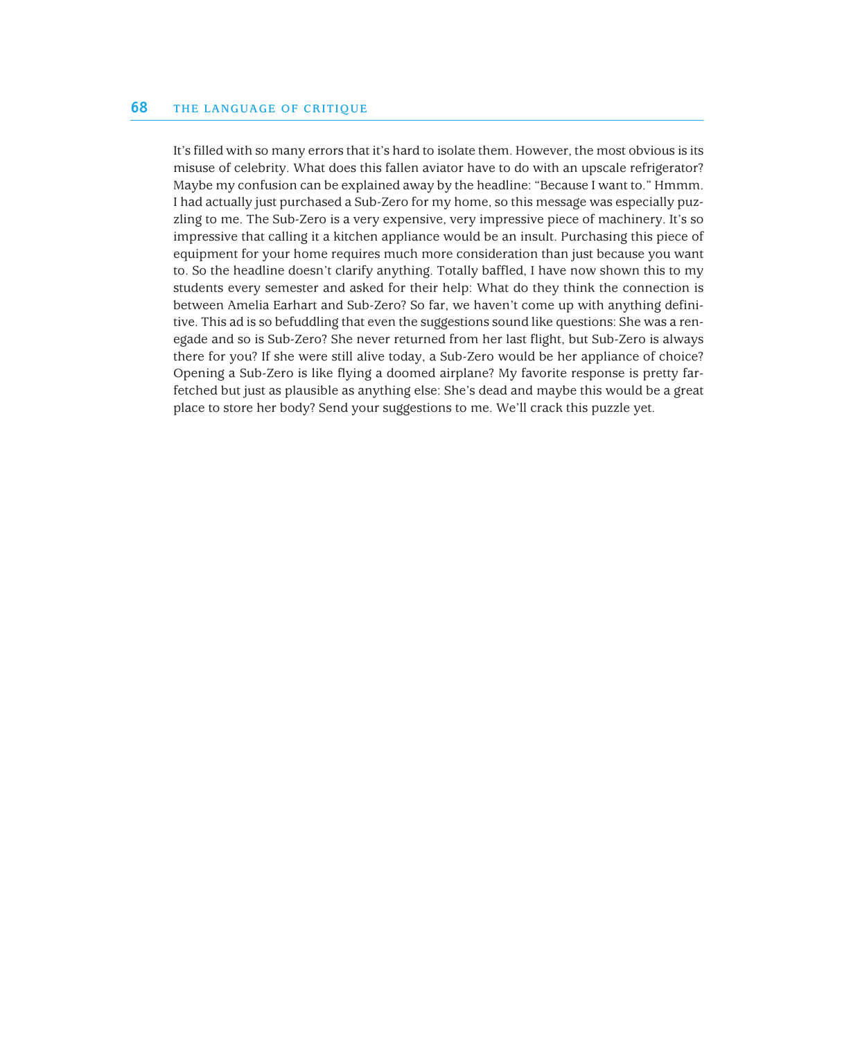It's filled with so many errors that it's hard to isolate them. However, the most obvious is its misuse of celebrity. What does this fallen aviator have to do with an upscale refrigerator? Maybe my confusion can be explained away by the headline: "Because I want to." Hmmm. I had actually just purchased a Sub-Zero for my home, so this message was especially puzzling to me. The Sub-Zero is a very expensive, very impressive piece of machinery. It's so impressive that calling it a kitchen appliance would be an insult. Purchasing this piece of equipment for your home requires much more consideration than just because you want to. So the headline doesn't clarify anything. Totally baffled, I have now shown this to my students every semester and asked for their help: What do they think the connection is between Amelia Earhart and Sub-Zero? So far, we haven't come up with anything definitive. This ad is so befuddling that even the suggestions sound like questions: She was a renegade and so is Sub-Zero? She never returned from her last flight, but Sub-Zero is always there for you? If she were still alive today, a Sub-Zero would be her appliance of choice? Opening a Sub-Zero is like flying a doomed airplane? My favorite response is pretty far-fetched but just as plausible as anything else: She's dead and maybe this would be a great place to store her body? Send your suggestions to me. We'll crack this puzzle yet.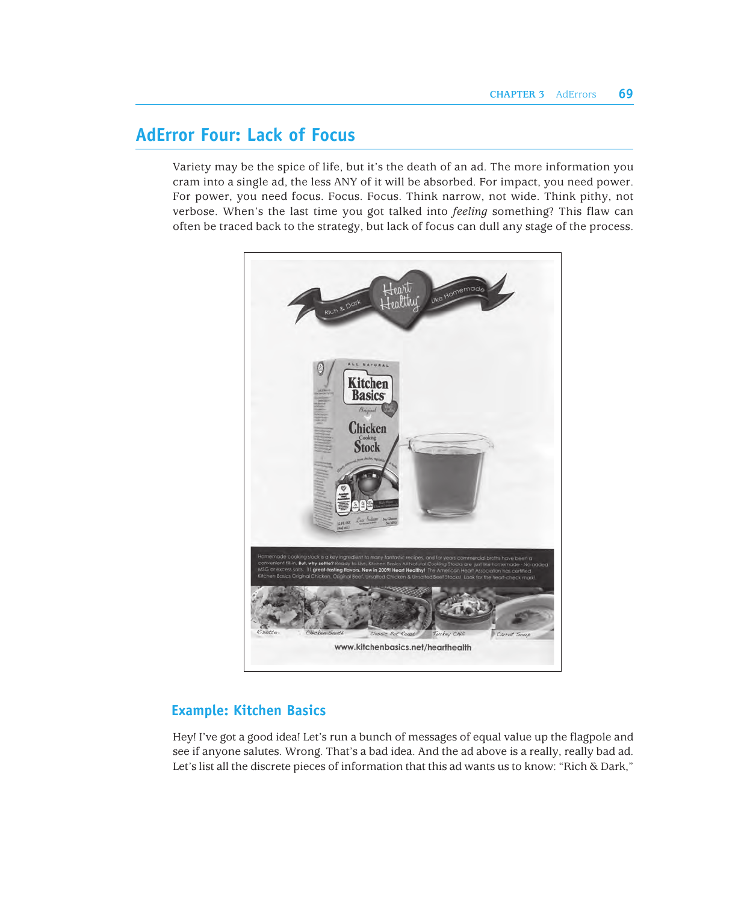## AdError Four: Lack of Focus

Variety may be the spice of life, but it's the death of an ad. The more information you cram into a single ad, the less ANY of it will be absorbed. For impact, you need power. For power, you need focus. Focus. Focus. Think narrow, not wide. Think pithy, not verbose. When's the last time you got talked into *feeling* something? This flaw can often be traced back to the strategy, but lack of focus can dull any stage of the process.

### Example: Kitchen Basics

Hey! I've got a good idea! Let's run a bunch of messages of equal value up the flagpole and see if anyone salutes. Wrong. That's a bad idea. And the ad above is a really, really bad ad. Let's list all the discrete pieces of information that this ad wants us to know: "Rich & Dark,"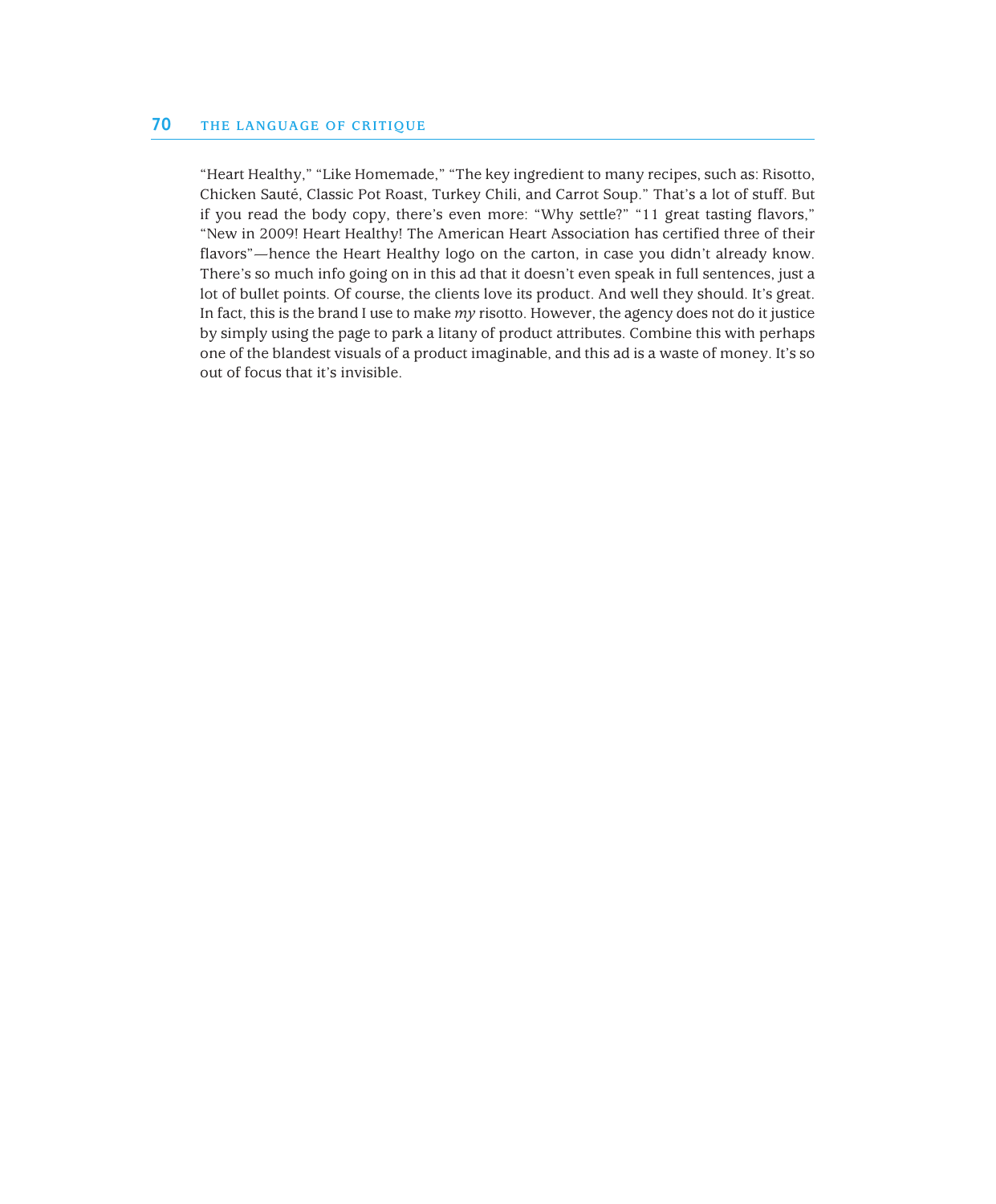“Heart Healthy,” “Like Homemade,” “The key ingredient to many recipes, such as: Risotto, Chicken Sauté, Classic Pot Roast, Turkey Chili, and Carrot Soup.” That’s a lot of stuff. But if you read the body copy, there’s even more: “Why settle?” “11 great tasting flavors,” “New in 2009! Heart Healthy! The American Heart Association has certified three of their flavors”—hence the Heart Healthy logo on the carton, in case you didn’t already know. There’s so much info going on in this ad that it doesn’t even speak in full sentences, just a lot of bullet points. Of course, the clients love its product. And well they should. It’s great. In fact, this is the brand I use to make *my* risotto. However, the agency does not do it justice by simply using the page to park a litany of product attributes. Combine this with perhaps one of the blandest visuals of a product imaginable, and this ad is a waste of money. It’s so out of focus that it’s invisible.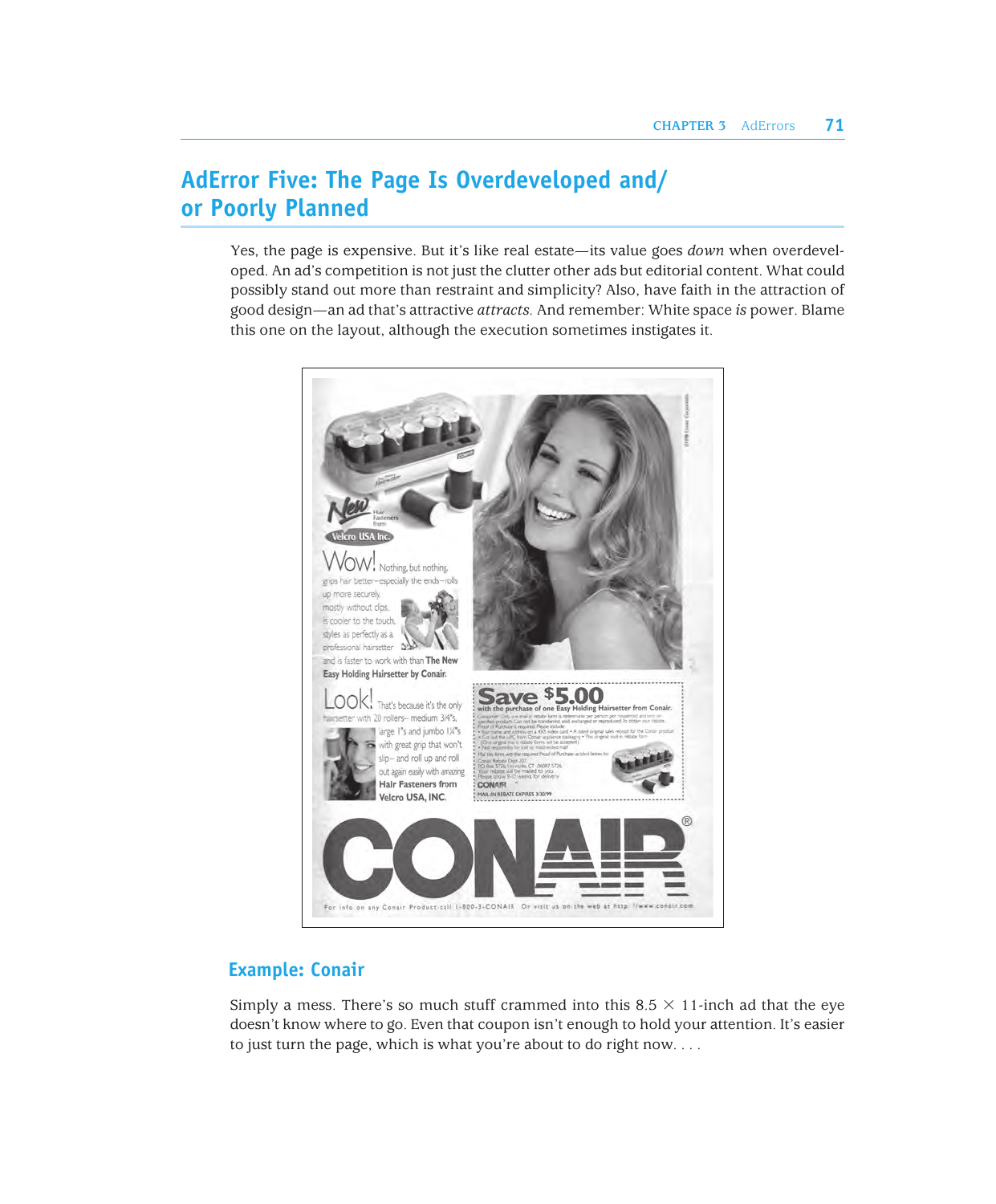## AdError Five: The Page Is Overdeveloped and/or Poorly Planned

Yes, the page is expensive. But it's like real estate—its value goes *down* when overdeveloped. An ad's competition is not just the clutter other ads but editorial content. What could possibly stand out more than restraint and simplicity? Also, have faith in the attraction of good design—an ad that's attractive *attracts*. And remember: White space *is* power. Blame this one on the layout, although the execution sometimes instigates it.

### Example: Conair

Simply a mess. There's so much stuff crammed into this 8.5 × 11-inch ad that the eye doesn't know where to go. Even that coupon isn't enough to hold your attention. It's easier to just turn the page, which is what you're about to do right now. . . .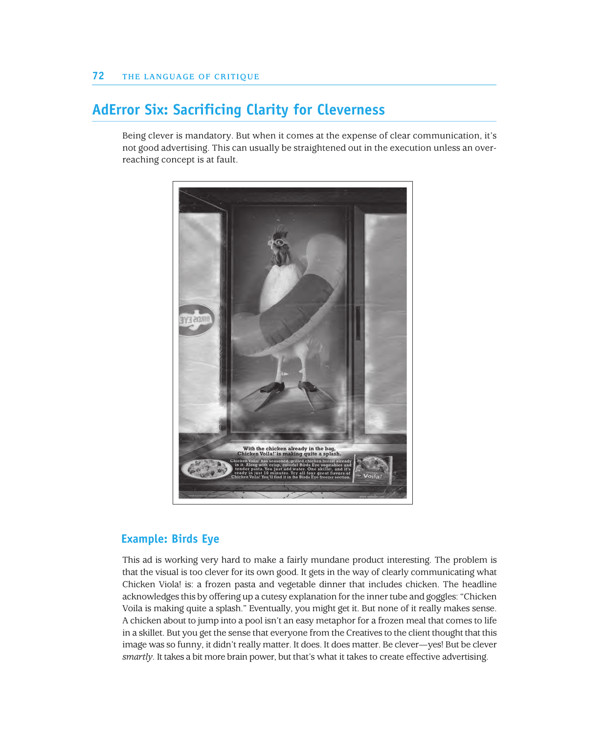## AdError Six: Sacrificing Clarity for Cleverness

Being clever is mandatory. But when it comes at the expense of clear communication, it's not good advertising. This can usually be straightened out in the execution unless an overreaching concept is at fault.

### Example: Birds Eye

This ad is working very hard to make a fairly mundane product interesting. The problem is that the visual is too clever for its own good. It gets in the way of clearly communicating what Chicken Viola! is: a frozen pasta and vegetable dinner that includes chicken. The headline acknowledges this by offering up a cutesy explanation for the inner tube and goggles: "Chicken Voila is making quite a splash." Eventually, you might get it. But none of it really makes sense. A chicken about to jump into a pool isn't an easy metaphor for a frozen meal that comes to life in a skillet. But you get the sense that everyone from the Creatives to the client thought that this image was so funny, it didn't really matter. It does. It does matter. Be clever—yes! But be clever *smartly*. It takes a bit more brain power, but that's what it takes to create effective advertising.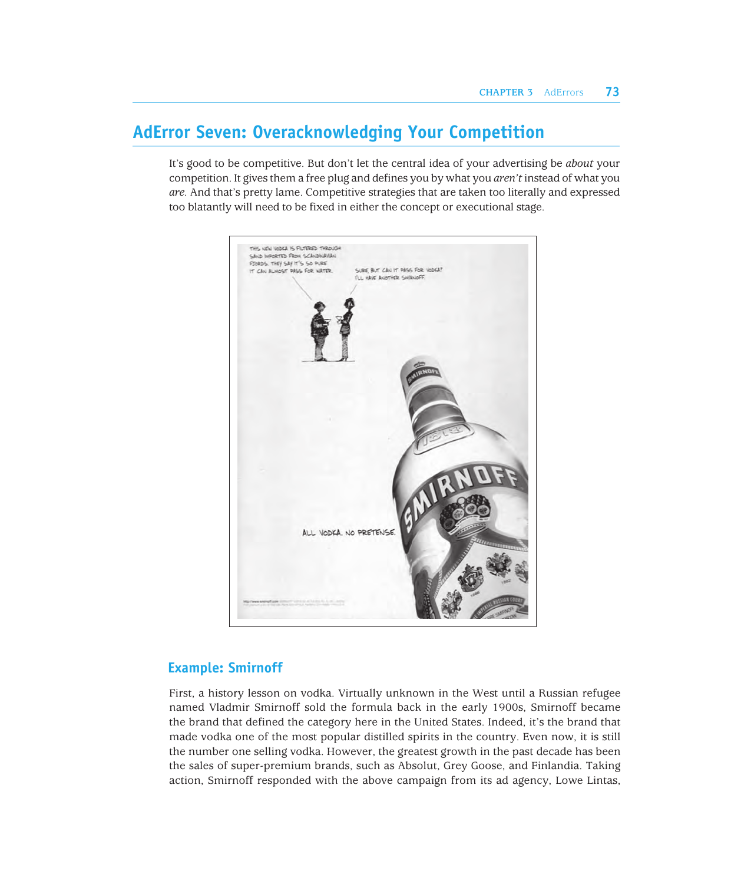## AdError Seven: Overacknowledging Your Competition

It's good to be competitive. But don't let the central idea of your advertising be *about* your competition. It gives them a free plug and defines you by what you *aren't* instead of what you *are.* And that's pretty lame. Competitive strategies that are taken too literally and expressed too blatantly will need to be fixed in either the concept or executional stage.

### Example: Smirnoff

First, a history lesson on vodka. Virtually unknown in the West until a Russian refugee named Vladmir Smirnoff sold the formula back in the early 1900s, Smirnoff became the brand that defined the category here in the United States. Indeed, it's the brand that made vodka one of the most popular distilled spirits in the country. Even now, it is still the number one selling vodka. However, the greatest growth in the past decade has been the sales of super-premium brands, such as Absolut, Grey Goose, and Finlandia. Taking action, Smirnoff responded with the above campaign from its ad agency, Lowe Lintas,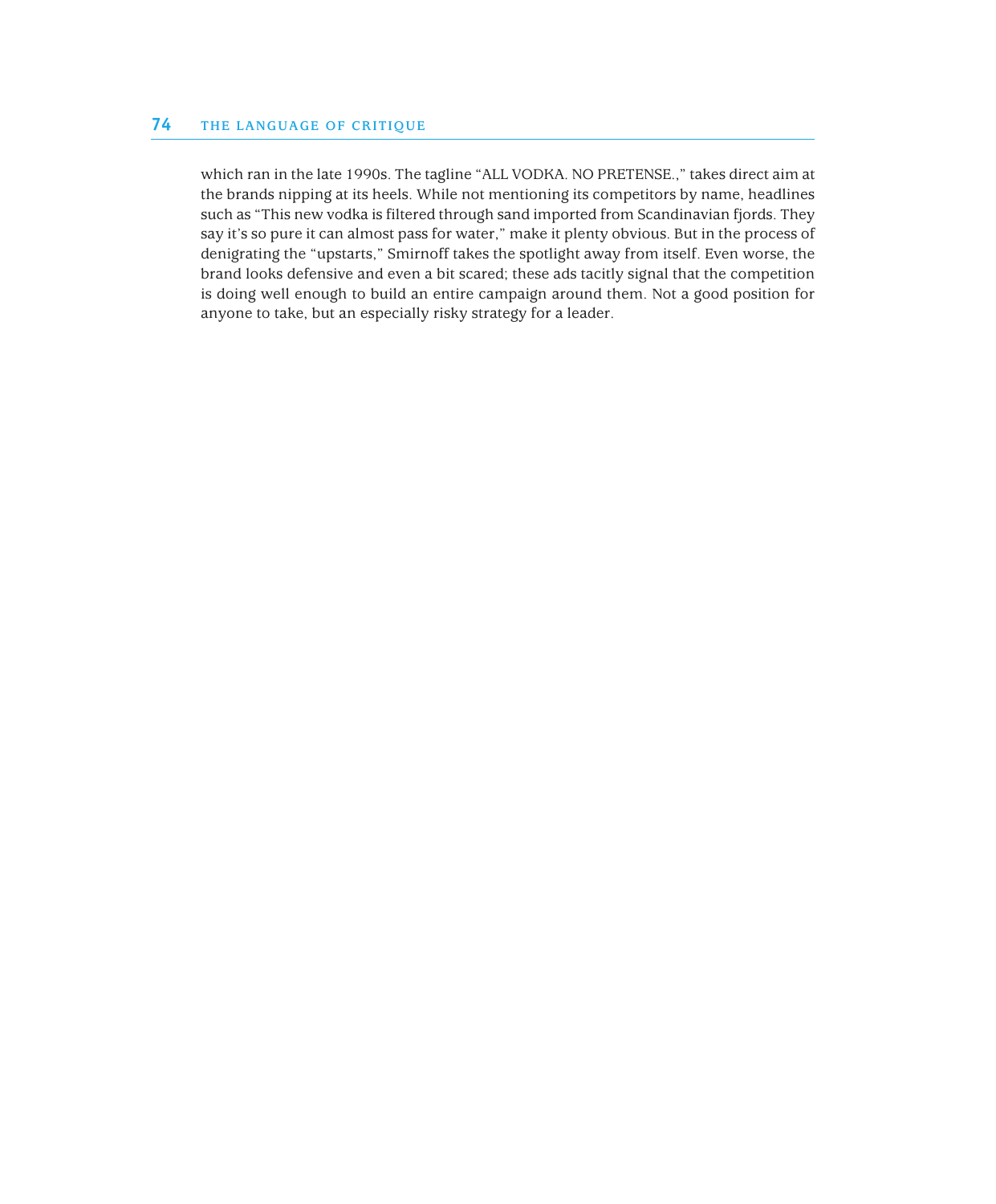which ran in the late 1990s. The tagline "ALL VODKA. NO PRETENSE.," takes direct aim at the brands nipping at its heels. While not mentioning its competitors by name, headlines such as "This new vodka is filtered through sand imported from Scandinavian fjords. They say it's so pure it can almost pass for water," make it plenty obvious. But in the process of denigrating the "upstarts," Smirnoff takes the spotlight away from itself. Even worse, the brand looks defensive and even a bit scared; these ads tacitly signal that the competition is doing well enough to build an entire campaign around them. Not a good position for anyone to take, but an especially risky strategy for a leader.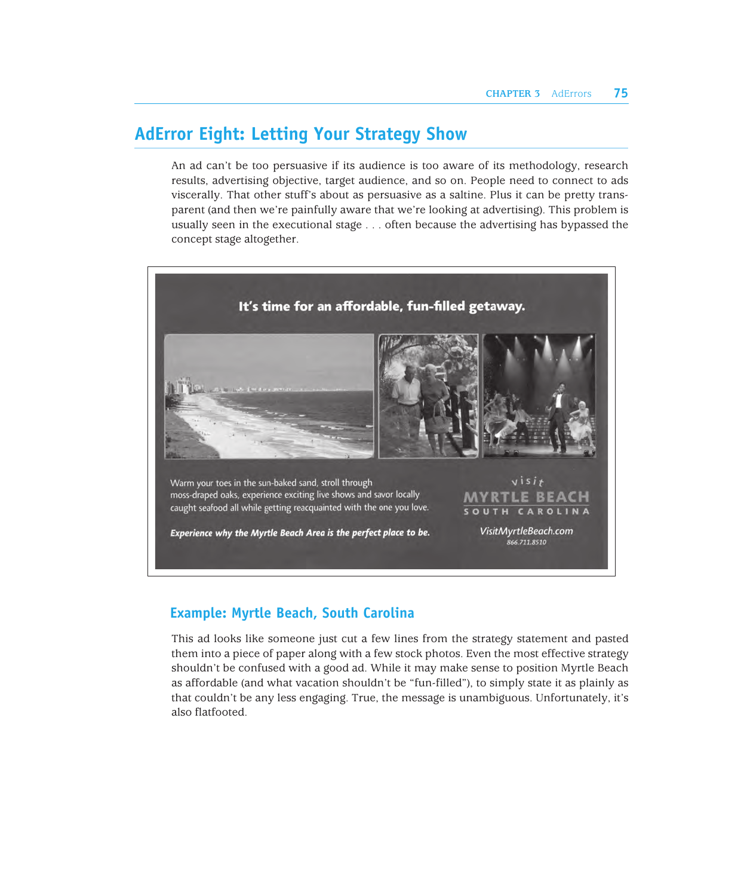## AdError Eight: Letting Your Strategy Show

An ad can't be too persuasive if its audience is too aware of its methodology, research results, advertising objective, target audience, and so on. People need to connect to ads viscerally. That other stuff's about as persuasive as a saltine. Plus it can be pretty transparent (and then we're painfully aware that we're looking at advertising). This problem is usually seen in the executional stage . . . often because the advertising has bypassed the concept stage altogether.

**It's time for an affordable, fun-filled getaway.**

Warm your toes in the sun-baked sand, stroll through moss-draped oaks, experience exciting live shows and savor locally caught seafood all while getting reacquainted with the one you love.

***Experience why the Myrtle Beach Area is the perfect place to be.***

visit
MYRTLE BEACH
SOUTH CAROLINA

VisitMyrtleBeach.com
866.711.8510

### Example: Myrtle Beach, South Carolina

This ad looks like someone just cut a few lines from the strategy statement and pasted them into a piece of paper along with a few stock photos. Even the most effective strategy shouldn't be confused with a good ad. While it may make sense to position Myrtle Beach as affordable (and what vacation shouldn't be "fun-filled"), to simply state it as plainly as that couldn't be any less engaging. True, the message is unambiguous. Unfortunately, it's also flatfooted.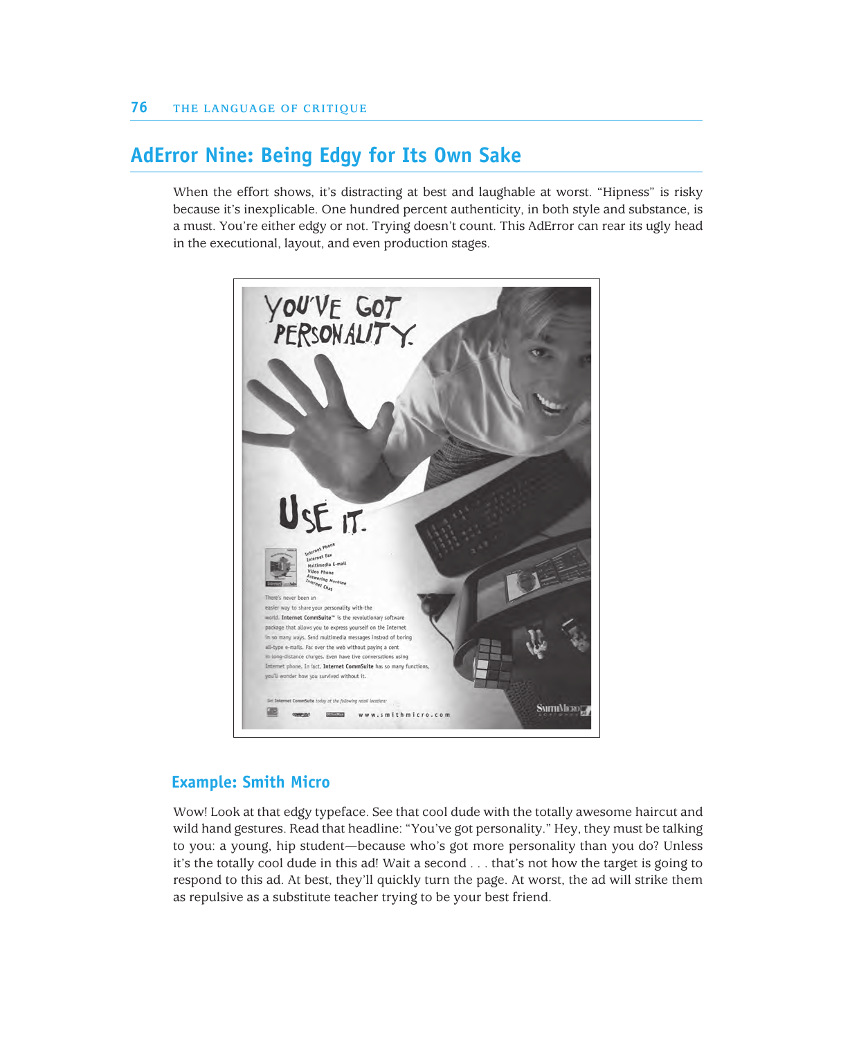## AdError Nine: Being Edgy for Its Own Sake

When the effort shows, it's distracting at best and laughable at worst. "Hipness" is risky because it's inexplicable. One hundred percent authenticity, in both style and substance, is a must. You're either edgy or not. Trying doesn't count. This AdError can rear its ugly head in the executional, layout, and even production stages.

### Example: Smith Micro

Wow! Look at that edgy typeface. See that cool dude with the totally awesome haircut and wild hand gestures. Read that headline: "You've got personality." Hey, they must be talking to you: a young, hip student—because who's got more personality than you do? Unless it's the totally cool dude in this ad! Wait a second . . . that's not how the target is going to respond to this ad. At best, they'll quickly turn the page. At worst, the ad will strike them as repulsive as a substitute teacher trying to be your best friend.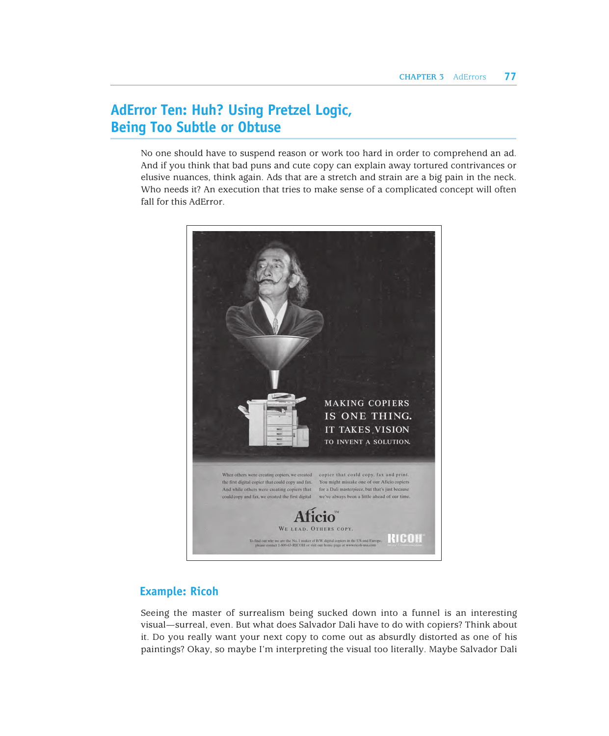## AdError Ten: Huh? Using Pretzel Logic, Being Too Subtle or Obtuse

No one should have to suspend reason or work too hard in order to comprehend an ad. And if you think that bad puns and cute copy can explain away tortured contrivances or elusive nuances, think again. Ads that are a stretch and strain are a big pain in the neck. Who needs it? An execution that tries to make sense of a complicated concept will often fall for this AdError.

### Example: Ricoh

Seeing the master of surrealism being sucked down into a funnel is an interesting visual—surreal, even. But what does Salvador Dali have to do with copiers? Think about it. Do you really want your next copy to come out as absurdly distorted as one of his paintings? Okay, so maybe I'm interpreting the visual too literally. Maybe Salvador Dali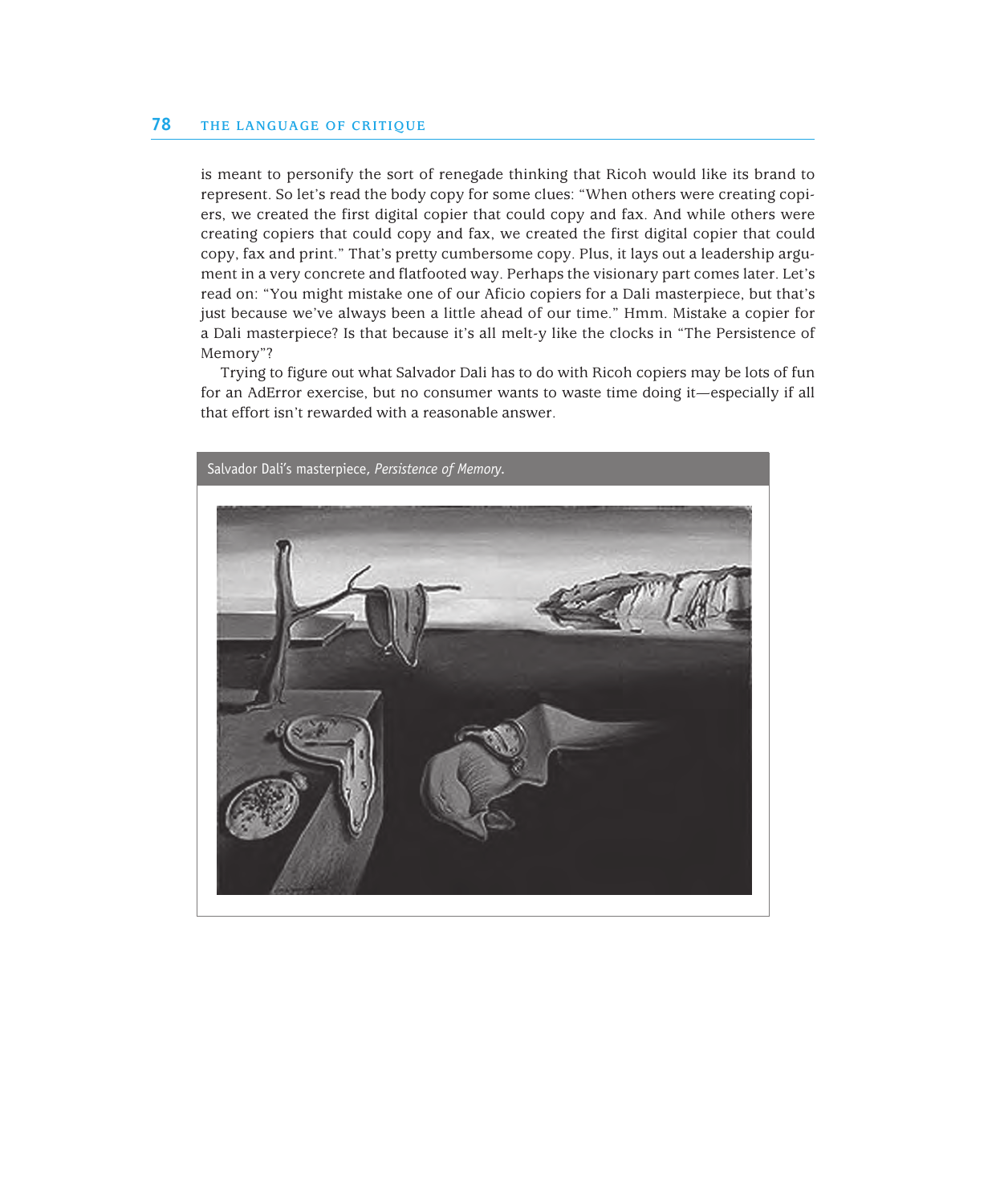is meant to personify the sort of renegade thinking that Ricoh would like its brand to represent. So let's read the body copy for some clues: "When others were creating copiers, we created the first digital copier that could copy and fax. And while others were creating copiers that could copy and fax, we created the first digital copier that could copy, fax and print." That's pretty cumbersome copy. Plus, it lays out a leadership argument in a very concrete and flatfooted way. Perhaps the visionary part comes later. Let's read on: "You might mistake one of our Aficio copiers for a Dali masterpiece, but that's just because we've always been a little ahead of our time." Hmm. Mistake a copier for a Dali masterpiece? Is that because it's all melt-y like the clocks in "The Persistence of Memory"?

Trying to figure out what Salvador Dali has to do with Ricoh copiers may be lots of fun for an AdError exercise, but no consumer wants to waste time doing it—especially if all that effort isn't rewarded with a reasonable answer.

Salvador Dali's masterpiece, *Persistence of Memory*.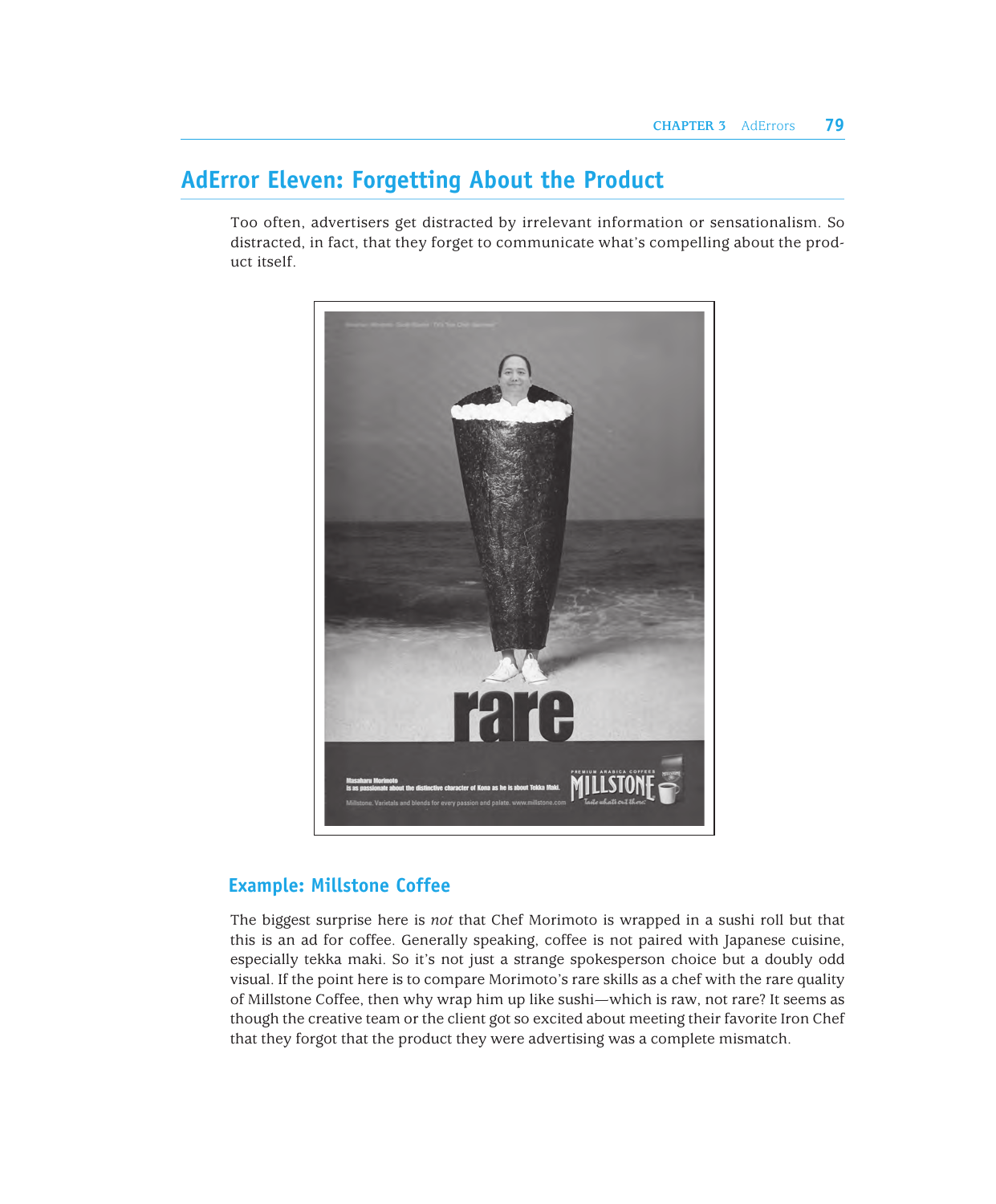## AdError Eleven: Forgetting About the Product

Too often, advertisers get distracted by irrelevant information or sensationalism. So distracted, in fact, that they forget to communicate what's compelling about the product itself.

### Example: Millstone Coffee

The biggest surprise here is *not* that Chef Morimoto is wrapped in a sushi roll but that this is an ad for coffee. Generally speaking, coffee is not paired with Japanese cuisine, especially tekka maki. So it's not just a strange spokesperson choice but a doubly odd visual. If the point here is to compare Morimoto's rare skills as a chef with the rare quality of Millstone Coffee, then why wrap him up like sushi—which is raw, not rare? It seems as though the creative team or the client got so excited about meeting their favorite Iron Chef that they forgot that the product they were advertising was a complete mismatch.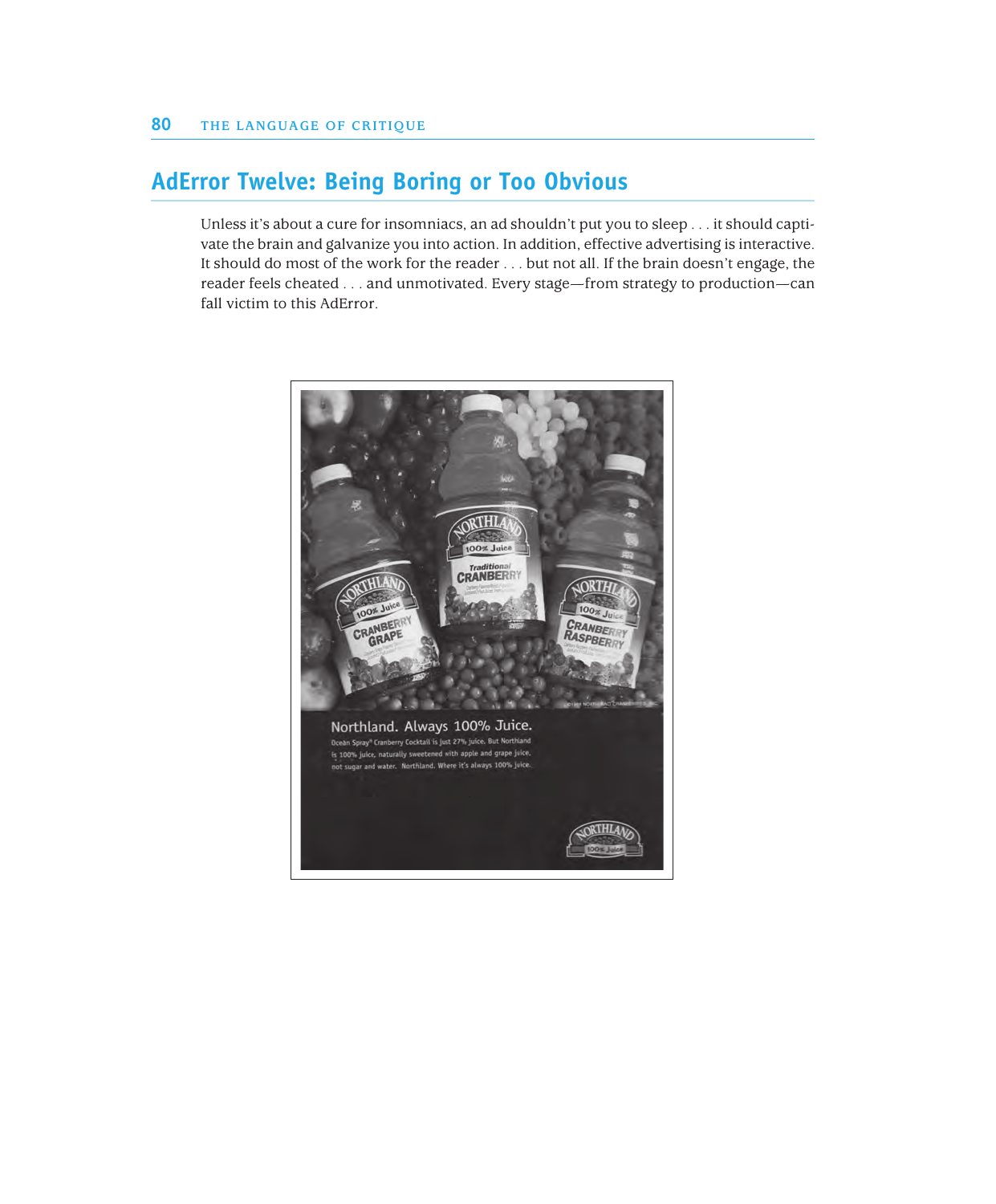## AdError Twelve: Being Boring or Too Obvious

Unless it's about a cure for insomniacs, an ad shouldn't put you to sleep . . . it should captivate the brain and galvanize you into action. In addition, effective advertising is interactive. It should do most of the work for the reader . . . but not all. If the brain doesn't engage, the reader feels cheated . . . and unmotivated. Every stage—from strategy to production—can fall victim to this AdError.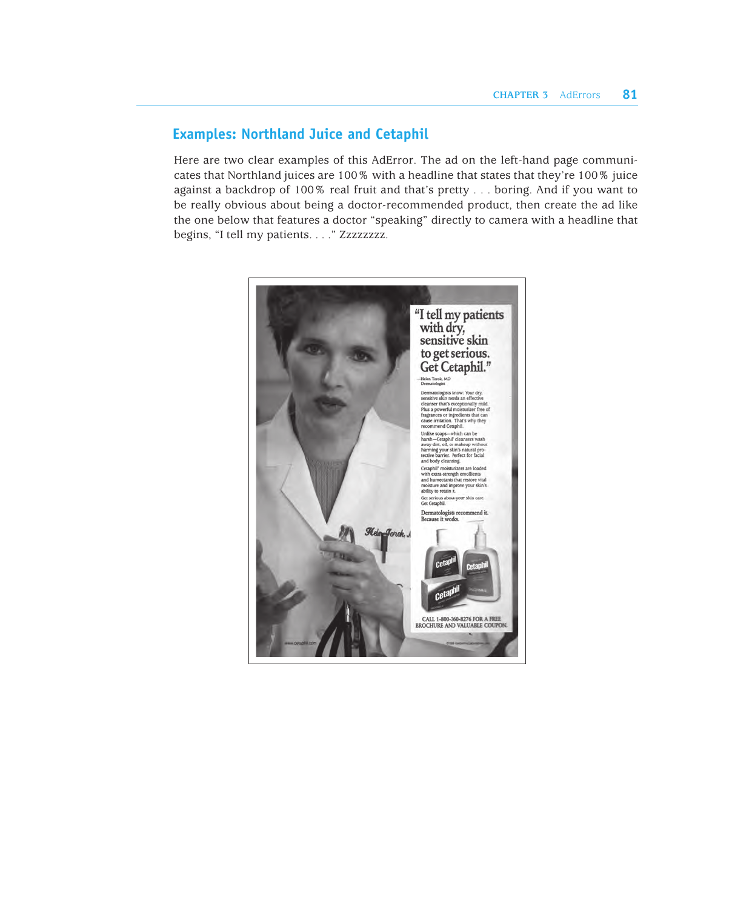## Examples: Northland Juice and Cetaphil

Here are two clear examples of this AdError. The ad on the left-hand page communicates that Northland juices are 100% with a headline that states that they're 100% juice against a backdrop of 100% real fruit and that's pretty . . . boring. And if you want to be really obvious about being a doctor-recommended product, then create the ad like the one below that features a doctor "speaking" directly to camera with a headline that begins, "I tell my patients. . . ." Zzzzzzzz.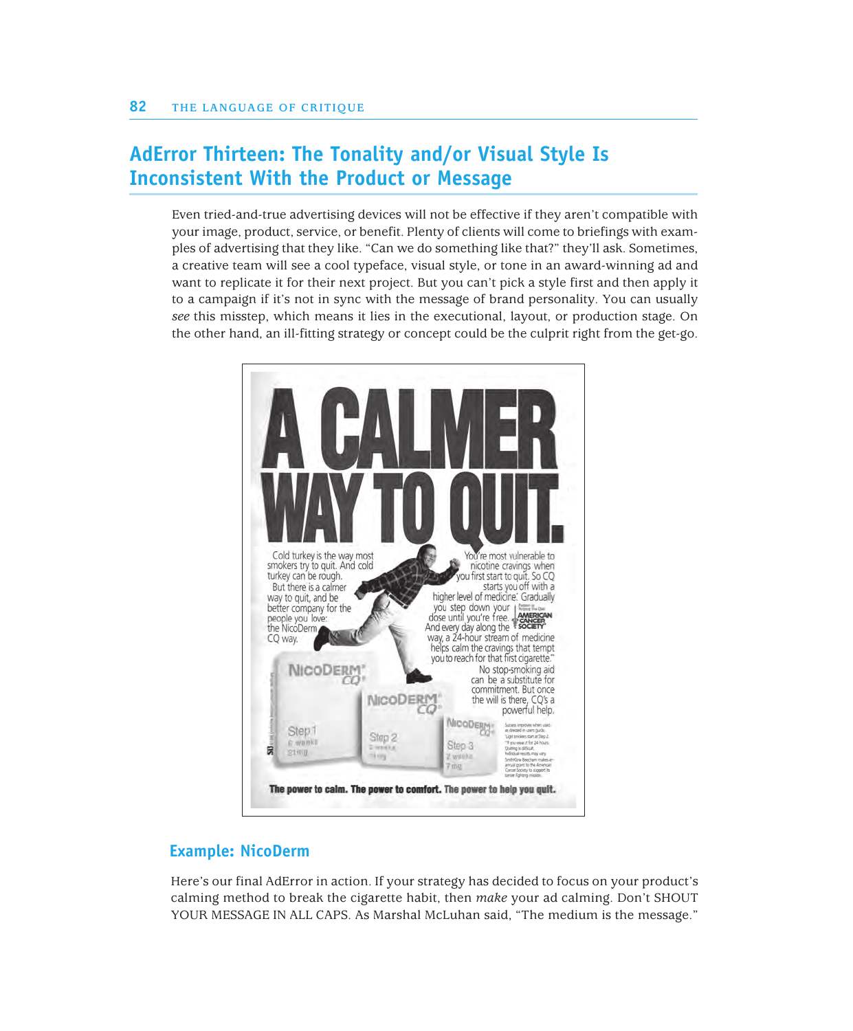## AdError Thirteen: The Tonality and/or Visual Style Is Inconsistent With the Product or Message

Even tried-and-true advertising devices will not be effective if they aren't compatible with your image, product, service, or benefit. Plenty of clients will come to briefings with examples of advertising that they like. "Can we do something like that?" they'll ask. Sometimes, a creative team will see a cool typeface, visual style, or tone in an award-winning ad and want to replicate it for their next project. But you can't pick a style first and then apply it to a campaign if it's not in sync with the message of brand personality. You can usually *see* this misstep, which means it lies in the executional, layout, or production stage. On the other hand, an ill-fitting strategy or concept could be the culprit right from the get-go.

### Example: NicoDerm

Here's our final AdError in action. If your strategy has decided to focus on your product's calming method to break the cigarette habit, then *make* your ad calming. Don't SHOUT YOUR MESSAGE IN ALL CAPS. As Marshal McLuhan said, "The medium is the message."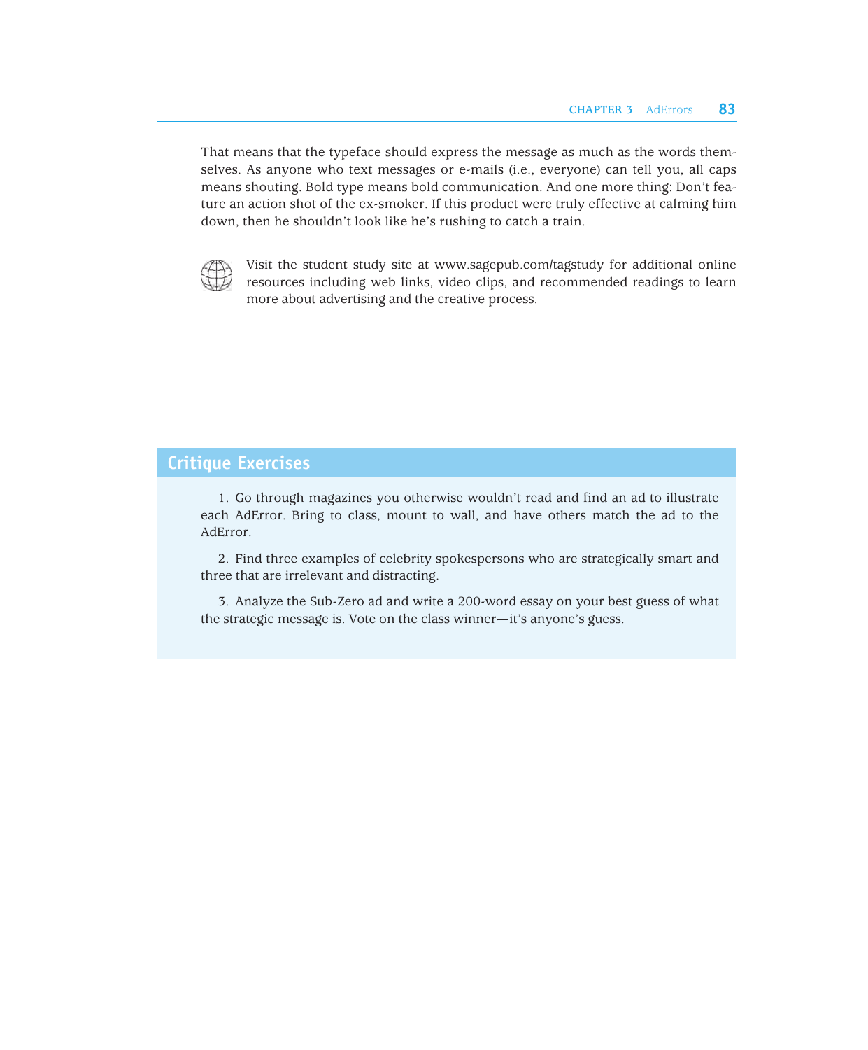That means that the typeface should express the message as much as the words themselves. As anyone who text messages or e-mails (i.e., everyone) can tell you, all caps means shouting. Bold type means bold communication. And one more thing: Don't feature an action shot of the ex-smoker. If this product were truly effective at calming him down, then he shouldn't look like he's rushing to catch a train.

Visit the student study site at www.sagepub.com/tagstudy for additional online resources including web links, video clips, and recommended readings to learn more about advertising and the creative process.

## Critique Exercises

1. Go through magazines you otherwise wouldn't read and find an ad to illustrate each AdError. Bring to class, mount to wall, and have others match the ad to the AdError.

2. Find three examples of celebrity spokespersons who are strategically smart and three that are irrelevant and distracting.

3. Analyze the Sub-Zero ad and write a 200-word essay on your best guess of what the strategic message is. Vote on the class winner—it's anyone's guess.